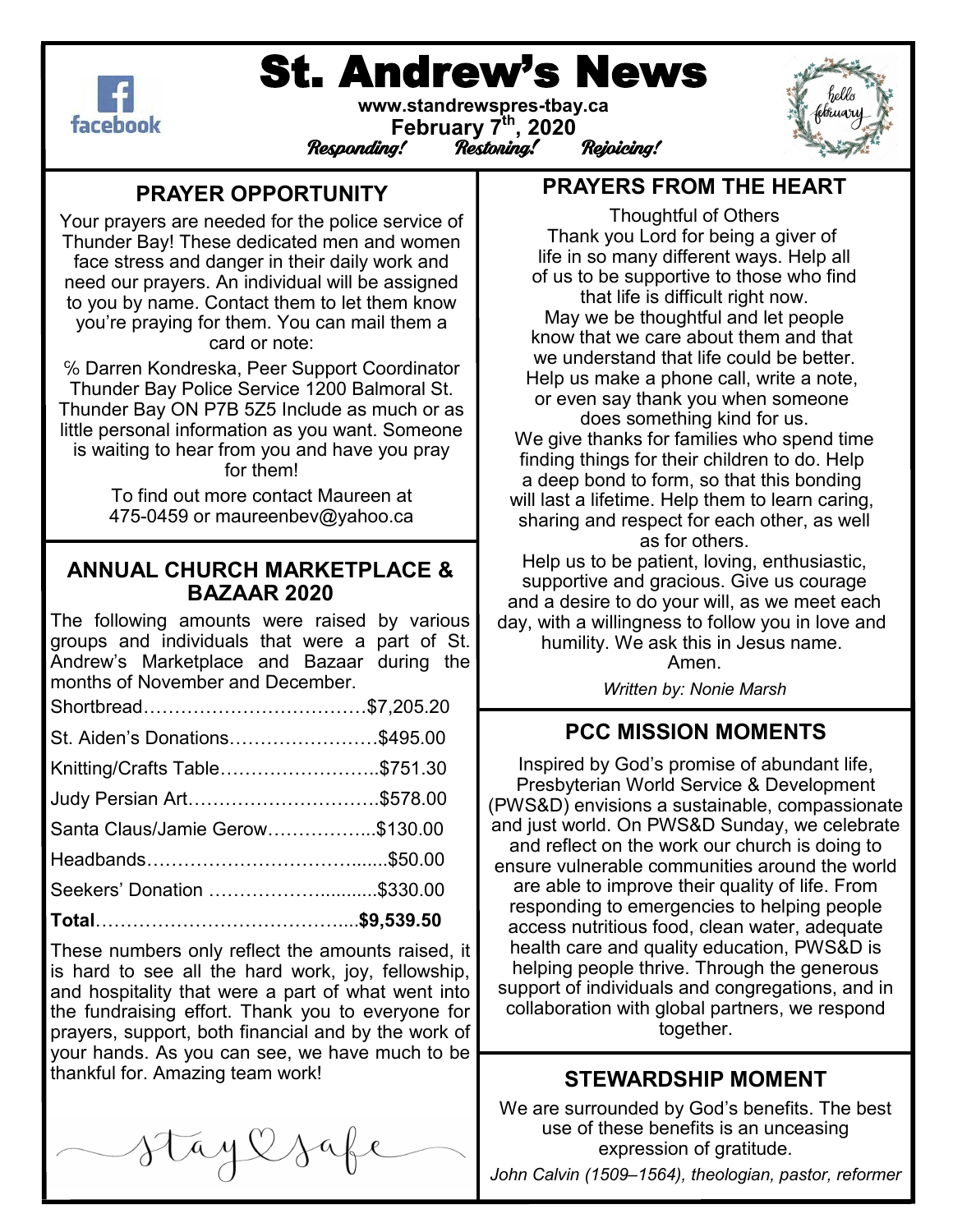# St. Andrew's News

www.standrewspres-tbay.ca

February 7th, 2020

*Responding! Restoring! Rejoicing!*

## PRAYER OPPORTUNITY

Your prayers are needed for the police service of Thunder Bay! These dedicated men and women face stress and danger in their daily work and need our prayers. An individual will be assigned to you by name. Contact them to let them know you're praying for them. You can mail them a card or note:

℅ Darren Kondreska, Peer Support Coordinator Thunder Bay Police Service 1200 Balmoral St. Thunder Bay ON P7B 5Z5 Include as much or as little personal information as you want. Someone is waiting to hear from you and have you pray for them!

To find out more contact Maureen at 475-0459 or maureenbev@yahoo.ca

## ANNUAL CHURCH MARKETPLACE & BAZAAR 2020

The following amounts were raised by various groups and individuals that were a part of St. Andrew's Marketplace and Bazaar during the months of November and December.

| Item | Amount |
|---|---|
| Shortbread | $7,205.20 |
| St. Aiden's Donations | $495.00 |
| Knitting/Crafts Table | $751.30 |
| Judy Persian Art | $578.00 |
| Santa Claus/Jamie Gerow | $130.00 |
| Headbands | $50.00 |
| Seekers' Donation | $330.00 |
| **Total** | **$9,539.50** |

These numbers only reflect the amounts raised, it is hard to see all the hard work, joy, fellowship, and hospitality that were a part of what went into the fundraising effort. Thank you to everyone for prayers, support, both financial and by the work of your hands. As you can see, we have much to be thankful for. Amazing team work!

stay safe

## PRAYERS FROM THE HEART

Thoughtful of Others

Thank you Lord for being a giver of life in so many different ways. Help all of us to be supportive to those who find that life is difficult right now.

May we be thoughtful and let people know that we care about them and that we understand that life could be better. Help us make a phone call, write a note, or even say thank you when someone does something kind for us.

We give thanks for families who spend time finding things for their children to do. Help a deep bond to form, so that this bonding will last a lifetime. Help them to learn caring, sharing and respect for each other, as well as for others.

Help us to be patient, loving, enthusiastic, supportive and gracious. Give us courage and a desire to do your will, as we meet each day, with a willingness to follow you in love and humility. We ask this in Jesus name. Amen.

*Written by: Nonie Marsh*

## PCC MISSION MOMENTS

Inspired by God's promise of abundant life, Presbyterian World Service & Development (PWS&D) envisions a sustainable, compassionate and just world. On PWS&D Sunday, we celebrate and reflect on the work our church is doing to ensure vulnerable communities around the world are able to improve their quality of life. From responding to emergencies to helping people access nutritious food, clean water, adequate health care and quality education, PWS&D is helping people thrive. Through the generous support of individuals and congregations, and in collaboration with global partners, we respond together.

## STEWARDSHIP MOMENT

We are surrounded by God's benefits. The best use of these benefits is an unceasing expression of gratitude.

*John Calvin (1509–1564), theologian, pastor, reformer*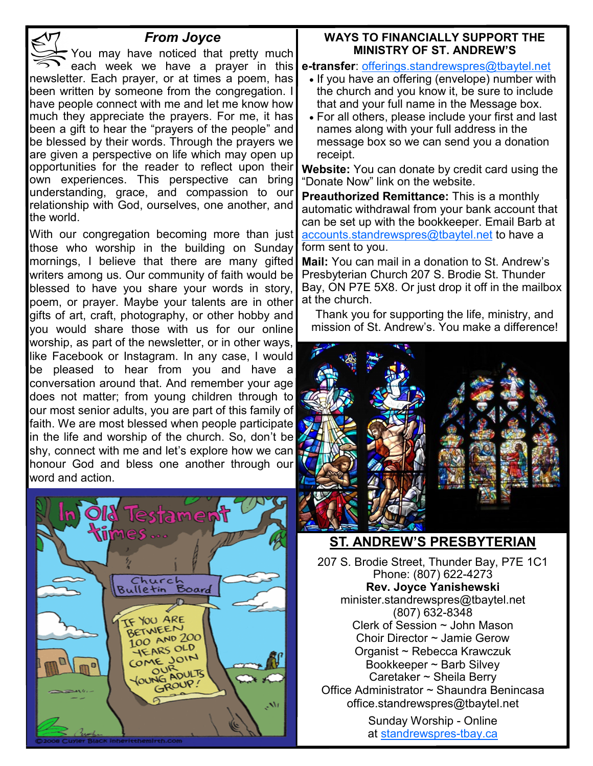## *From Joyce*

You may have noticed that pretty much each week we have a prayer in this newsletter. Each prayer, or at times a poem, has been written by someone from the congregation. I have people connect with me and let me know how much they appreciate the prayers. For me, it has been a gift to hear the "prayers of the people" and be blessed by their words. Through the prayers we are given a perspective on life which may open up opportunities for the reader to reflect upon their own experiences. This perspective can bring understanding, grace, and compassion to our relationship with God, ourselves, one another, and the world.

With our congregation becoming more than just those who worship in the building on Sunday mornings, I believe that there are many gifted writers among us. Our community of faith would be blessed to have you share your words in story, poem, or prayer. Maybe your talents are in other gifts of art, craft, photography, or other hobby and you would share those with us for our online worship, as part of the newsletter, or in other ways, like Facebook or Instagram. In any case, I would be pleased to hear from you and have a conversation around that. And remember your age does not matter; from young children through to our most senior adults, you are part of this family of faith. We are most blessed when people participate in the life and worship of the church. So, don't be shy, connect with me and let's explore how we can honour God and bless one another through our word and action.

In Old Testament times...

Church Bulletin Board

IF YOU ARE BETWEEN 100 AND 200 YEARS OLD COME JOIN OUR YOUNG ADULTS GROUP!

©2008 Cuyler Black inheritthemirth.com

## WAYS TO FINANCIALLY SUPPORT THE MINISTRY OF ST. ANDREW'S

**e-transfer**: offerings.standrewspres@tbaytel.net

- If you have an offering (envelope) number with the church and you know it, be sure to include that and your full name in the Message box.
- For all others, please include your first and last names along with your full address in the message box so we can send you a donation receipt.

**Website:** You can donate by credit card using the "Donate Now" link on the website.

**Preauthorized Remittance:** This is a monthly automatic withdrawal from your bank account that can be set up with the bookkeeper. Email Barb at accounts.standrewspres@tbaytel.net to have a form sent to you.

**Mail:** You can mail in a donation to St. Andrew's Presbyterian Church 207 S. Brodie St. Thunder Bay, ON P7E 5X8. Or just drop it off in the mailbox at the church.

Thank you for supporting the life, ministry, and mission of St. Andrew's. You make a difference!

## ST. ANDREW'S PRESBYTERIAN

207 S. Brodie Street, Thunder Bay, P7E 1C1
Phone: (807) 622-4273
**Rev. Joyce Yanishewski**
minister.standrewspres@tbaytel.net
(807) 632-8348
Clerk of Session ~ John Mason
Choir Director ~ Jamie Gerow
Organist ~ Rebecca Krawczuk
Bookkeeper ~ Barb Silvey
Caretaker ~ Sheila Berry
Office Administrator ~ Shaundra Benincasa
office.standrewspres@tbaytel.net

Sunday Worship - Online
at standrewspres-tbay.ca